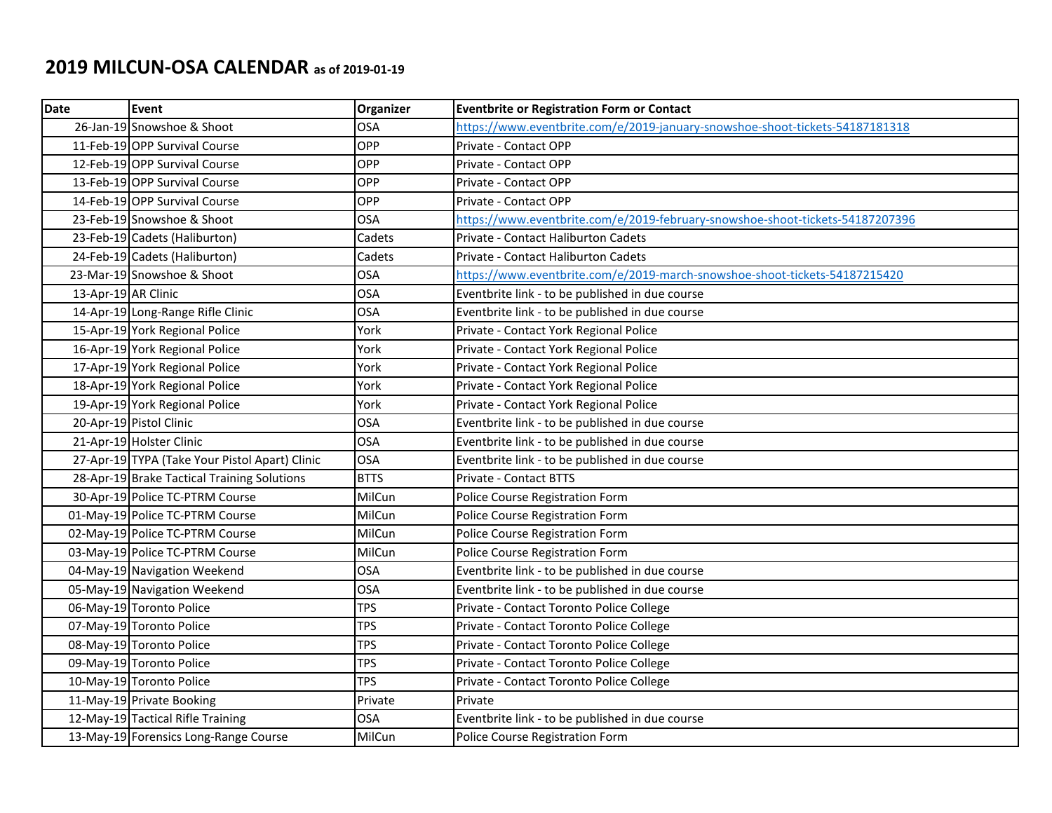# 2019 MILCUN-OSA CALENDAR as of 2019-01-19

| Date | Event | Organizer | Eventbrite or Registration Form or Contact |
|---|---|---|---|
| 26-Jan-19 | Snowshoe & Shoot | OSA | https://www.eventbrite.com/e/2019-january-snowshoe-shoot-tickets-54187181318 |
| 11-Feb-19 | OPP Survival Course | OPP | Private - Contact OPP |
| 12-Feb-19 | OPP Survival Course | OPP | Private - Contact OPP |
| 13-Feb-19 | OPP Survival Course | OPP | Private - Contact OPP |
| 14-Feb-19 | OPP Survival Course | OPP | Private - Contact OPP |
| 23-Feb-19 | Snowshoe & Shoot | OSA | https://www.eventbrite.com/e/2019-february-snowshoe-shoot-tickets-54187207396 |
| 23-Feb-19 | Cadets (Haliburton) | Cadets | Private - Contact Haliburton Cadets |
| 24-Feb-19 | Cadets (Haliburton) | Cadets | Private - Contact Haliburton Cadets |
| 23-Mar-19 | Snowshoe & Shoot | OSA | https://www.eventbrite.com/e/2019-march-snowshoe-shoot-tickets-54187215420 |
| 13-Apr-19 | AR Clinic | OSA | Eventbrite link - to be published in due course |
| 14-Apr-19 | Long-Range Rifle Clinic | OSA | Eventbrite link - to be published in due course |
| 15-Apr-19 | York Regional Police | York | Private - Contact York Regional Police |
| 16-Apr-19 | York Regional Police | York | Private - Contact York Regional Police |
| 17-Apr-19 | York Regional Police | York | Private - Contact York Regional Police |
| 18-Apr-19 | York Regional Police | York | Private - Contact York Regional Police |
| 19-Apr-19 | York Regional Police | York | Private - Contact York Regional Police |
| 20-Apr-19 | Pistol Clinic | OSA | Eventbrite link - to be published in due course |
| 21-Apr-19 | Holster Clinic | OSA | Eventbrite link - to be published in due course |
| 27-Apr-19 | TYPA (Take Your Pistol Apart) Clinic | OSA | Eventbrite link - to be published in due course |
| 28-Apr-19 | Brake Tactical Training Solutions | BTTS | Private - Contact BTTS |
| 30-Apr-19 | Police TC-PTRM Course | MilCun | Police Course Registration Form |
| 01-May-19 | Police TC-PTRM Course | MilCun | Police Course Registration Form |
| 02-May-19 | Police TC-PTRM Course | MilCun | Police Course Registration Form |
| 03-May-19 | Police TC-PTRM Course | MilCun | Police Course Registration Form |
| 04-May-19 | Navigation Weekend | OSA | Eventbrite link - to be published in due course |
| 05-May-19 | Navigation Weekend | OSA | Eventbrite link - to be published in due course |
| 06-May-19 | Toronto Police | TPS | Private - Contact Toronto Police College |
| 07-May-19 | Toronto Police | TPS | Private - Contact Toronto Police College |
| 08-May-19 | Toronto Police | TPS | Private - Contact Toronto Police College |
| 09-May-19 | Toronto Police | TPS | Private - Contact Toronto Police College |
| 10-May-19 | Toronto Police | TPS | Private - Contact Toronto Police College |
| 11-May-19 | Private Booking | Private | Private |
| 12-May-19 | Tactical Rifle Training | OSA | Eventbrite link - to be published in due course |
| 13-May-19 | Forensics Long-Range Course | MilCun | Police Course Registration Form |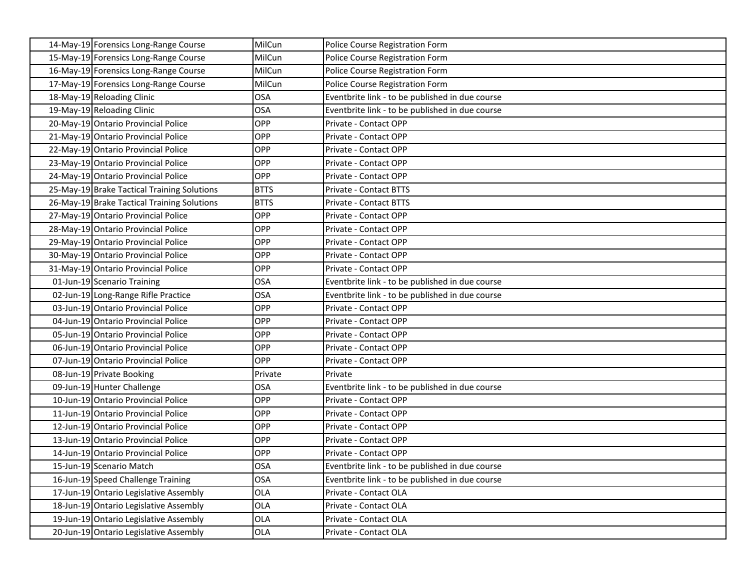| | | | |
|---|---|---|---|
| 14-May-19 | Forensics Long-Range Course | MilCun | Police Course Registration Form |
| 15-May-19 | Forensics Long-Range Course | MilCun | Police Course Registration Form |
| 16-May-19 | Forensics Long-Range Course | MilCun | Police Course Registration Form |
| 17-May-19 | Forensics Long-Range Course | MilCun | Police Course Registration Form |
| 18-May-19 | Reloading Clinic | OSA | Eventbrite link - to be published in due course |
| 19-May-19 | Reloading Clinic | OSA | Eventbrite link - to be published in due course |
| 20-May-19 | Ontario Provincial Police | OPP | Private - Contact OPP |
| 21-May-19 | Ontario Provincial Police | OPP | Private - Contact OPP |
| 22-May-19 | Ontario Provincial Police | OPP | Private - Contact OPP |
| 23-May-19 | Ontario Provincial Police | OPP | Private - Contact OPP |
| 24-May-19 | Ontario Provincial Police | OPP | Private - Contact OPP |
| 25-May-19 | Brake Tactical Training Solutions | BTTS | Private - Contact BTTS |
| 26-May-19 | Brake Tactical Training Solutions | BTTS | Private - Contact BTTS |
| 27-May-19 | Ontario Provincial Police | OPP | Private - Contact OPP |
| 28-May-19 | Ontario Provincial Police | OPP | Private - Contact OPP |
| 29-May-19 | Ontario Provincial Police | OPP | Private - Contact OPP |
| 30-May-19 | Ontario Provincial Police | OPP | Private - Contact OPP |
| 31-May-19 | Ontario Provincial Police | OPP | Private - Contact OPP |
| 01-Jun-19 | Scenario Training | OSA | Eventbrite link - to be published in due course |
| 02-Jun-19 | Long-Range Rifle Practice | OSA | Eventbrite link - to be published in due course |
| 03-Jun-19 | Ontario Provincial Police | OPP | Private - Contact OPP |
| 04-Jun-19 | Ontario Provincial Police | OPP | Private - Contact OPP |
| 05-Jun-19 | Ontario Provincial Police | OPP | Private - Contact OPP |
| 06-Jun-19 | Ontario Provincial Police | OPP | Private - Contact OPP |
| 07-Jun-19 | Ontario Provincial Police | OPP | Private - Contact OPP |
| 08-Jun-19 | Private Booking | Private | Private |
| 09-Jun-19 | Hunter Challenge | OSA | Eventbrite link - to be published in due course |
| 10-Jun-19 | Ontario Provincial Police | OPP | Private - Contact OPP |
| 11-Jun-19 | Ontario Provincial Police | OPP | Private - Contact OPP |
| 12-Jun-19 | Ontario Provincial Police | OPP | Private - Contact OPP |
| 13-Jun-19 | Ontario Provincial Police | OPP | Private - Contact OPP |
| 14-Jun-19 | Ontario Provincial Police | OPP | Private - Contact OPP |
| 15-Jun-19 | Scenario Match | OSA | Eventbrite link - to be published in due course |
| 16-Jun-19 | Speed Challenge Training | OSA | Eventbrite link - to be published in due course |
| 17-Jun-19 | Ontario Legislative Assembly | OLA | Private - Contact OLA |
| 18-Jun-19 | Ontario Legislative Assembly | OLA | Private - Contact OLA |
| 19-Jun-19 | Ontario Legislative Assembly | OLA | Private - Contact OLA |
| 20-Jun-19 | Ontario Legislative Assembly | OLA | Private - Contact OLA |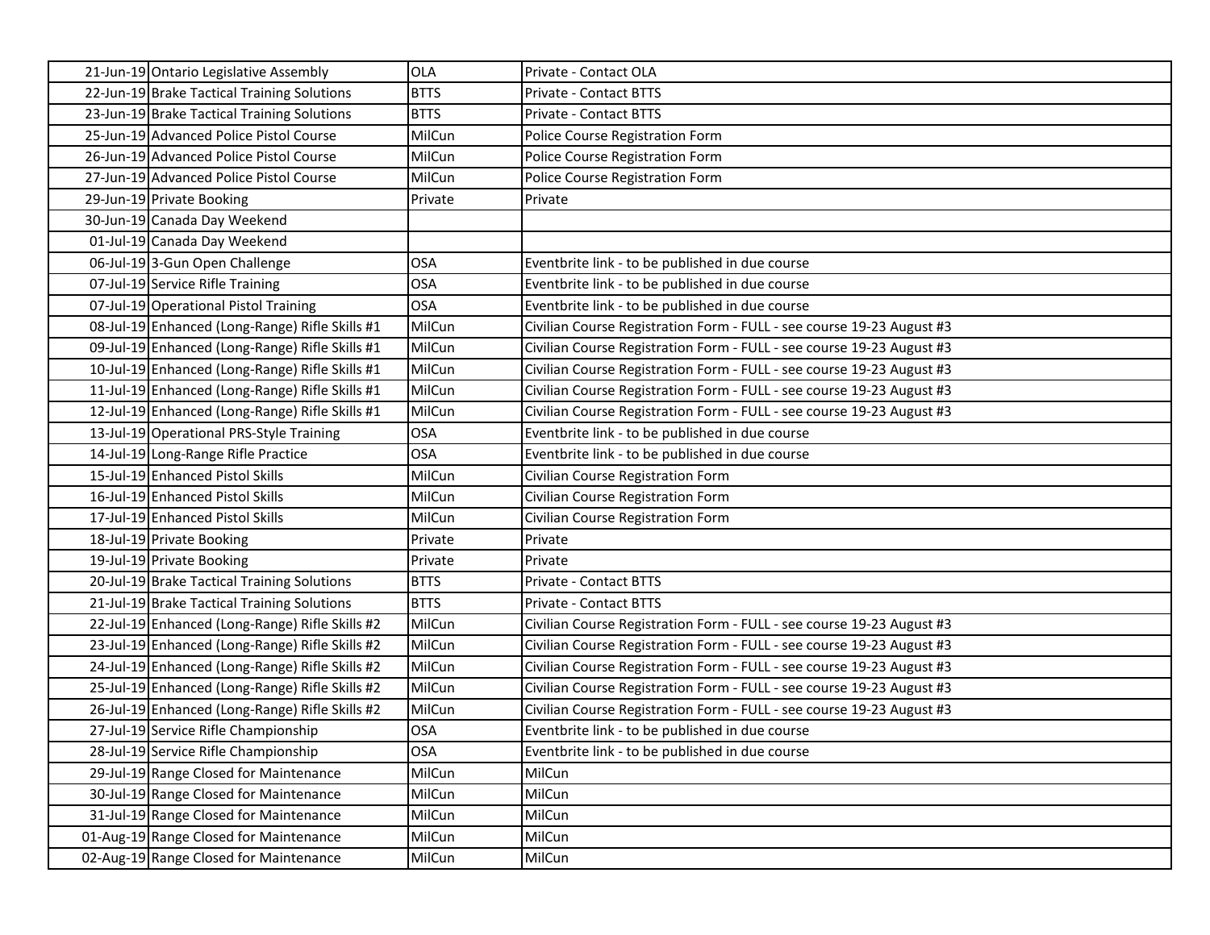| | | | |
|---|---|---|---|
| 21-Jun-19 | Ontario Legislative Assembly | OLA | Private - Contact OLA |
| 22-Jun-19 | Brake Tactical Training Solutions | BTTS | Private - Contact BTTS |
| 23-Jun-19 | Brake Tactical Training Solutions | BTTS | Private - Contact BTTS |
| 25-Jun-19 | Advanced Police Pistol Course | MilCun | Police Course Registration Form |
| 26-Jun-19 | Advanced Police Pistol Course | MilCun | Police Course Registration Form |
| 27-Jun-19 | Advanced Police Pistol Course | MilCun | Police Course Registration Form |
| 29-Jun-19 | Private Booking | Private | Private |
| 30-Jun-19 | Canada Day Weekend | | |
| 01-Jul-19 | Canada Day Weekend | | |
| 06-Jul-19 | 3-Gun Open Challenge | OSA | Eventbrite link - to be published in due course |
| 07-Jul-19 | Service Rifle Training | OSA | Eventbrite link - to be published in due course |
| 07-Jul-19 | Operational Pistol Training | OSA | Eventbrite link - to be published in due course |
| 08-Jul-19 | Enhanced (Long-Range) Rifle Skills #1 | MilCun | Civilian Course Registration Form - FULL - see course 19-23 August #3 |
| 09-Jul-19 | Enhanced (Long-Range) Rifle Skills #1 | MilCun | Civilian Course Registration Form - FULL - see course 19-23 August #3 |
| 10-Jul-19 | Enhanced (Long-Range) Rifle Skills #1 | MilCun | Civilian Course Registration Form - FULL - see course 19-23 August #3 |
| 11-Jul-19 | Enhanced (Long-Range) Rifle Skills #1 | MilCun | Civilian Course Registration Form - FULL - see course 19-23 August #3 |
| 12-Jul-19 | Enhanced (Long-Range) Rifle Skills #1 | MilCun | Civilian Course Registration Form - FULL - see course 19-23 August #3 |
| 13-Jul-19 | Operational PRS-Style Training | OSA | Eventbrite link - to be published in due course |
| 14-Jul-19 | Long-Range Rifle Practice | OSA | Eventbrite link - to be published in due course |
| 15-Jul-19 | Enhanced Pistol Skills | MilCun | Civilian Course Registration Form |
| 16-Jul-19 | Enhanced Pistol Skills | MilCun | Civilian Course Registration Form |
| 17-Jul-19 | Enhanced Pistol Skills | MilCun | Civilian Course Registration Form |
| 18-Jul-19 | Private Booking | Private | Private |
| 19-Jul-19 | Private Booking | Private | Private |
| 20-Jul-19 | Brake Tactical Training Solutions | BTTS | Private - Contact BTTS |
| 21-Jul-19 | Brake Tactical Training Solutions | BTTS | Private - Contact BTTS |
| 22-Jul-19 | Enhanced (Long-Range) Rifle Skills #2 | MilCun | Civilian Course Registration Form - FULL - see course 19-23 August #3 |
| 23-Jul-19 | Enhanced (Long-Range) Rifle Skills #2 | MilCun | Civilian Course Registration Form - FULL - see course 19-23 August #3 |
| 24-Jul-19 | Enhanced (Long-Range) Rifle Skills #2 | MilCun | Civilian Course Registration Form - FULL - see course 19-23 August #3 |
| 25-Jul-19 | Enhanced (Long-Range) Rifle Skills #2 | MilCun | Civilian Course Registration Form - FULL - see course 19-23 August #3 |
| 26-Jul-19 | Enhanced (Long-Range) Rifle Skills #2 | MilCun | Civilian Course Registration Form - FULL - see course 19-23 August #3 |
| 27-Jul-19 | Service Rifle Championship | OSA | Eventbrite link - to be published in due course |
| 28-Jul-19 | Service Rifle Championship | OSA | Eventbrite link - to be published in due course |
| 29-Jul-19 | Range Closed for Maintenance | MilCun | MilCun |
| 30-Jul-19 | Range Closed for Maintenance | MilCun | MilCun |
| 31-Jul-19 | Range Closed for Maintenance | MilCun | MilCun |
| 01-Aug-19 | Range Closed for Maintenance | MilCun | MilCun |
| 02-Aug-19 | Range Closed for Maintenance | MilCun | MilCun |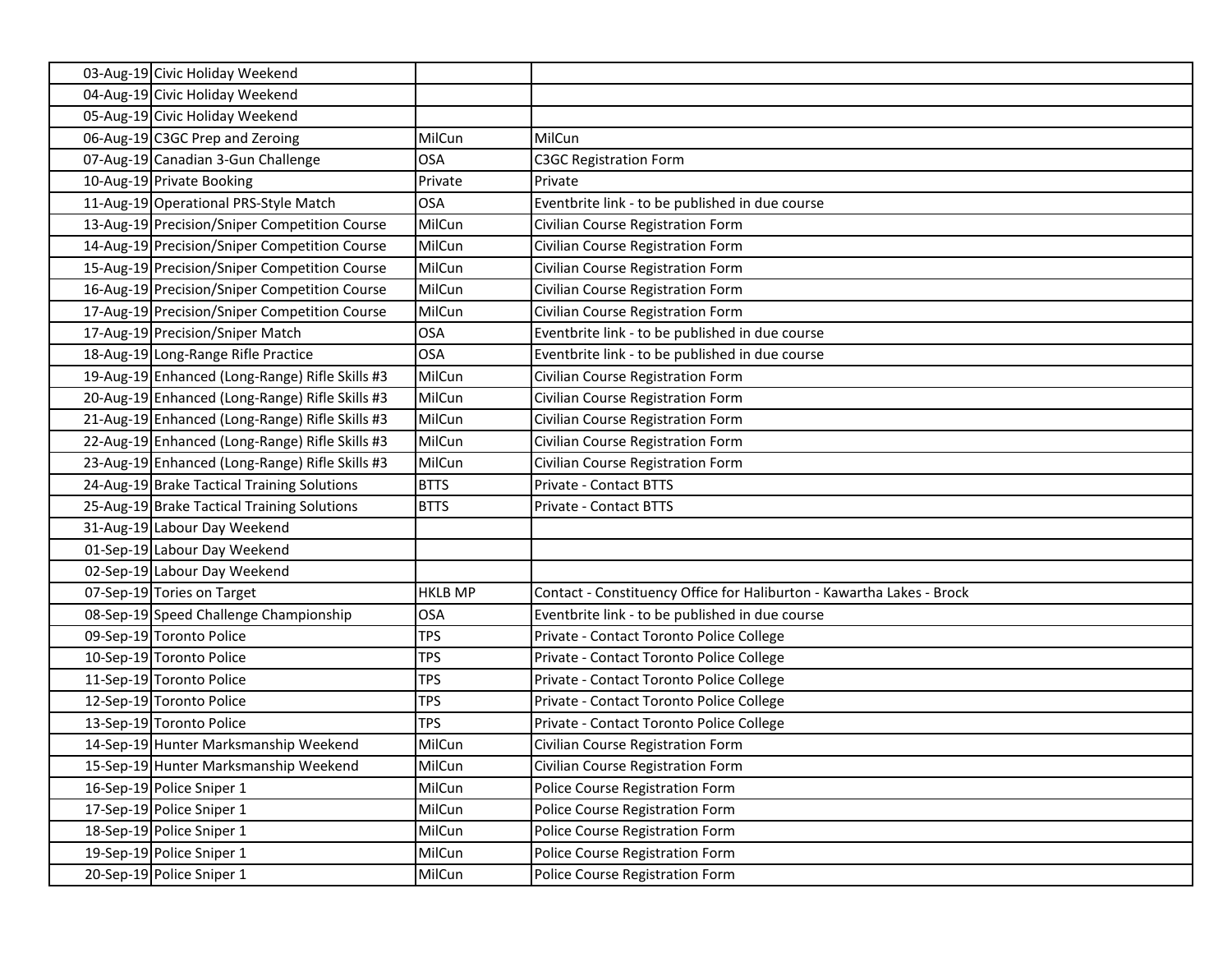| | | | |
|---|---|---|---|
| 03-Aug-19 | Civic Holiday Weekend | | |
| 04-Aug-19 | Civic Holiday Weekend | | |
| 05-Aug-19 | Civic Holiday Weekend | | |
| 06-Aug-19 | C3GC Prep and Zeroing | MilCun | MilCun |
| 07-Aug-19 | Canadian 3-Gun Challenge | OSA | C3GC Registration Form |
| 10-Aug-19 | Private Booking | Private | Private |
| 11-Aug-19 | Operational PRS-Style Match | OSA | Eventbrite link - to be published in due course |
| 13-Aug-19 | Precision/Sniper Competition Course | MilCun | Civilian Course Registration Form |
| 14-Aug-19 | Precision/Sniper Competition Course | MilCun | Civilian Course Registration Form |
| 15-Aug-19 | Precision/Sniper Competition Course | MilCun | Civilian Course Registration Form |
| 16-Aug-19 | Precision/Sniper Competition Course | MilCun | Civilian Course Registration Form |
| 17-Aug-19 | Precision/Sniper Competition Course | MilCun | Civilian Course Registration Form |
| 17-Aug-19 | Precision/Sniper Match | OSA | Eventbrite link - to be published in due course |
| 18-Aug-19 | Long-Range Rifle Practice | OSA | Eventbrite link - to be published in due course |
| 19-Aug-19 | Enhanced (Long-Range) Rifle Skills #3 | MilCun | Civilian Course Registration Form |
| 20-Aug-19 | Enhanced (Long-Range) Rifle Skills #3 | MilCun | Civilian Course Registration Form |
| 21-Aug-19 | Enhanced (Long-Range) Rifle Skills #3 | MilCun | Civilian Course Registration Form |
| 22-Aug-19 | Enhanced (Long-Range) Rifle Skills #3 | MilCun | Civilian Course Registration Form |
| 23-Aug-19 | Enhanced (Long-Range) Rifle Skills #3 | MilCun | Civilian Course Registration Form |
| 24-Aug-19 | Brake Tactical Training Solutions | BTTS | Private - Contact BTTS |
| 25-Aug-19 | Brake Tactical Training Solutions | BTTS | Private - Contact BTTS |
| 31-Aug-19 | Labour Day Weekend | | |
| 01-Sep-19 | Labour Day Weekend | | |
| 02-Sep-19 | Labour Day Weekend | | |
| 07-Sep-19 | Tories on Target | HKLB MP | Contact - Constituency Office for Haliburton - Kawartha Lakes - Brock |
| 08-Sep-19 | Speed Challenge Championship | OSA | Eventbrite link - to be published in due course |
| 09-Sep-19 | Toronto Police | TPS | Private - Contact Toronto Police College |
| 10-Sep-19 | Toronto Police | TPS | Private - Contact Toronto Police College |
| 11-Sep-19 | Toronto Police | TPS | Private - Contact Toronto Police College |
| 12-Sep-19 | Toronto Police | TPS | Private - Contact Toronto Police College |
| 13-Sep-19 | Toronto Police | TPS | Private - Contact Toronto Police College |
| 14-Sep-19 | Hunter Marksmanship Weekend | MilCun | Civilian Course Registration Form |
| 15-Sep-19 | Hunter Marksmanship Weekend | MilCun | Civilian Course Registration Form |
| 16-Sep-19 | Police Sniper 1 | MilCun | Police Course Registration Form |
| 17-Sep-19 | Police Sniper 1 | MilCun | Police Course Registration Form |
| 18-Sep-19 | Police Sniper 1 | MilCun | Police Course Registration Form |
| 19-Sep-19 | Police Sniper 1 | MilCun | Police Course Registration Form |
| 20-Sep-19 | Police Sniper 1 | MilCun | Police Course Registration Form |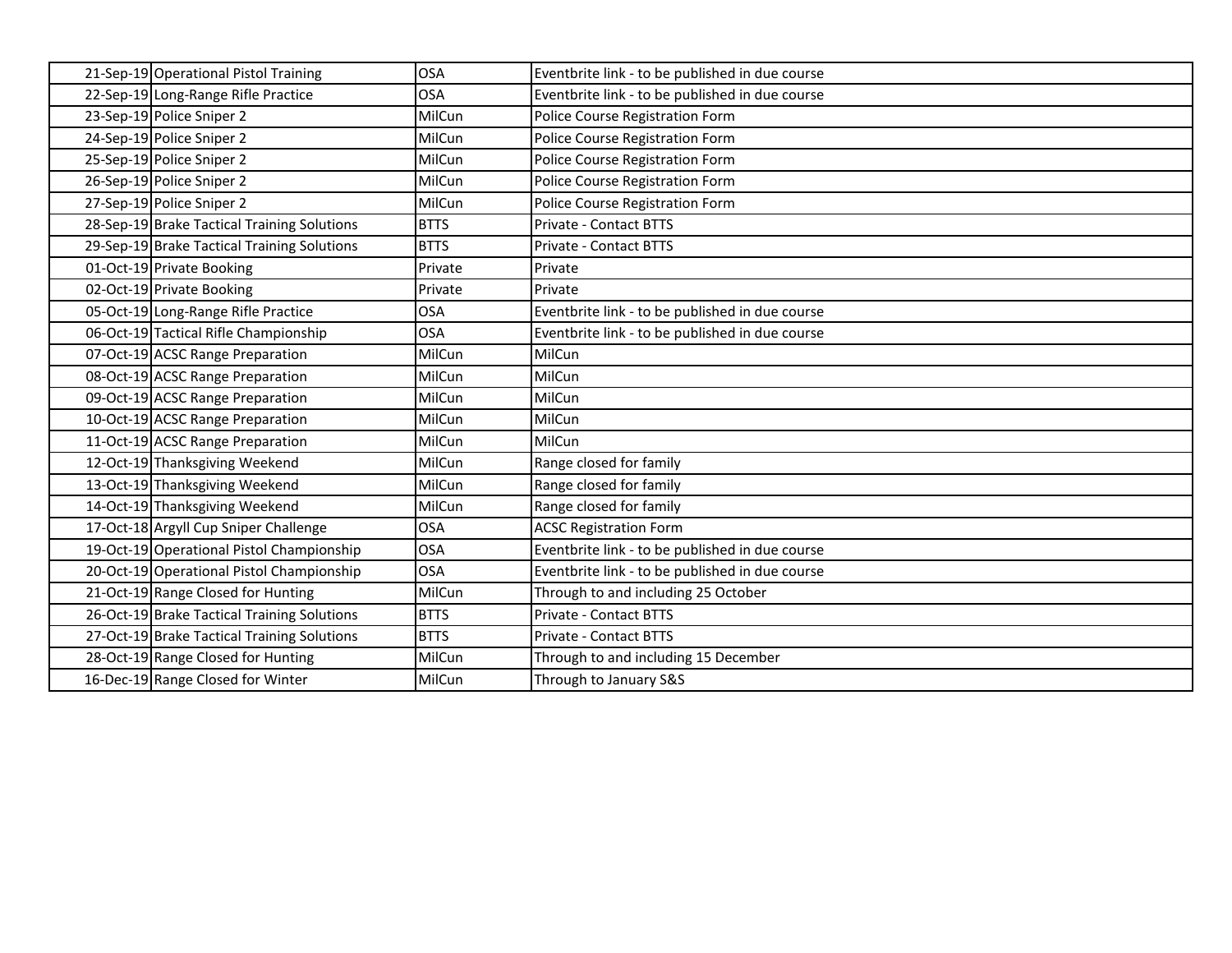| | | | |
|---|---|---|---|
| 21-Sep-19 | Operational Pistol Training | OSA | Eventbrite link - to be published in due course |
| 22-Sep-19 | Long-Range Rifle Practice | OSA | Eventbrite link - to be published in due course |
| 23-Sep-19 | Police Sniper 2 | MilCun | Police Course Registration Form |
| 24-Sep-19 | Police Sniper 2 | MilCun | Police Course Registration Form |
| 25-Sep-19 | Police Sniper 2 | MilCun | Police Course Registration Form |
| 26-Sep-19 | Police Sniper 2 | MilCun | Police Course Registration Form |
| 27-Sep-19 | Police Sniper 2 | MilCun | Police Course Registration Form |
| 28-Sep-19 | Brake Tactical Training Solutions | BTTS | Private - Contact BTTS |
| 29-Sep-19 | Brake Tactical Training Solutions | BTTS | Private - Contact BTTS |
| 01-Oct-19 | Private Booking | Private | Private |
| 02-Oct-19 | Private Booking | Private | Private |
| 05-Oct-19 | Long-Range Rifle Practice | OSA | Eventbrite link - to be published in due course |
| 06-Oct-19 | Tactical Rifle Championship | OSA | Eventbrite link - to be published in due course |
| 07-Oct-19 | ACSC Range Preparation | MilCun | MilCun |
| 08-Oct-19 | ACSC Range Preparation | MilCun | MilCun |
| 09-Oct-19 | ACSC Range Preparation | MilCun | MilCun |
| 10-Oct-19 | ACSC Range Preparation | MilCun | MilCun |
| 11-Oct-19 | ACSC Range Preparation | MilCun | MilCun |
| 12-Oct-19 | Thanksgiving Weekend | MilCun | Range closed for family |
| 13-Oct-19 | Thanksgiving Weekend | MilCun | Range closed for family |
| 14-Oct-19 | Thanksgiving Weekend | MilCun | Range closed for family |
| 17-Oct-18 | Argyll Cup Sniper Challenge | OSA | ACSC Registration Form |
| 19-Oct-19 | Operational Pistol Championship | OSA | Eventbrite link - to be published in due course |
| 20-Oct-19 | Operational Pistol Championship | OSA | Eventbrite link - to be published in due course |
| 21-Oct-19 | Range Closed for Hunting | MilCun | Through to and including 25 October |
| 26-Oct-19 | Brake Tactical Training Solutions | BTTS | Private - Contact BTTS |
| 27-Oct-19 | Brake Tactical Training Solutions | BTTS | Private - Contact BTTS |
| 28-Oct-19 | Range Closed for Hunting | MilCun | Through to and including 15 December |
| 16-Dec-19 | Range Closed for Winter | MilCun | Through to January S&S |